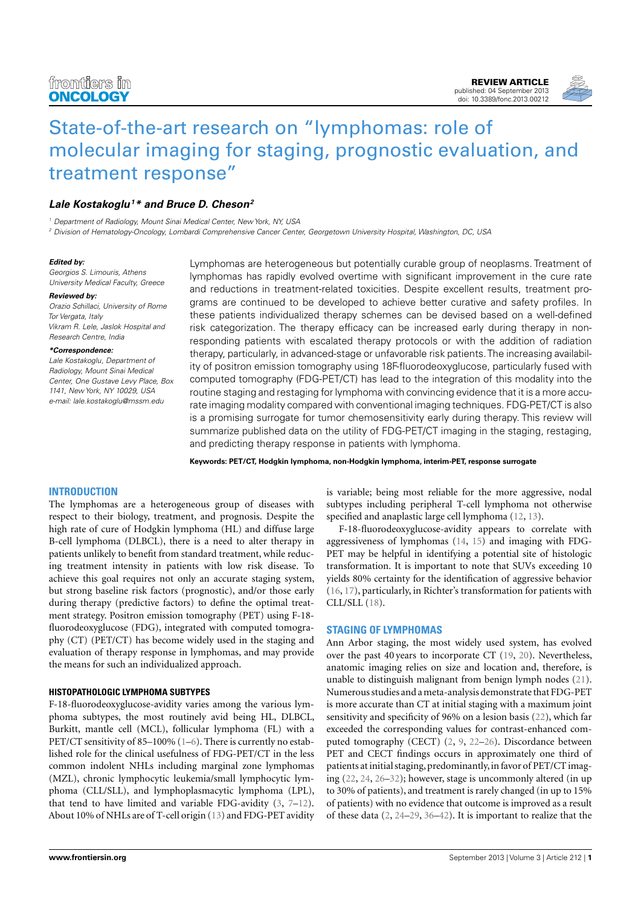REVIEW ARTICLE
published: 04 September 2013
doi: 10.3389/fonc.2013.00212

# State-of-the-art research on "lymphomas: role of molecular imaging for staging, prognostic evaluation, and treatment response"

***Lale Kostakoglu[1]\* and Bruce D. Cheson[2]***

[1] Department of Radiology, Mount Sinai Medical Center, New York, NY, USA
[2] Division of Hematology-Oncology, Lombardi Comprehensive Cancer Center, Georgetown University Hospital, Washington, DC, USA

***Edited by:***
*Georgios S. Limouris, Athens University Medical Faculty, Greece*

***Reviewed by:***
*Orazio Schillaci, University of Rome Tor Vergata, Italy*
*Vikram R. Lele, Jaslok Hospital and Research Centre, India*

***\*Correspondence:***
*Lale Kostakoglu, Department of Radiology, Mount Sinai Medical Center, One Gustave Levy Place, Box 1141, New York, NY 10029, USA*
*e-mail: lale.kostakoglu@mssm.edu*

Lymphomas are heterogeneous but potentially curable group of neoplasms. Treatment of lymphomas has rapidly evolved overtime with significant improvement in the cure rate and reductions in treatment-related toxicities. Despite excellent results, treatment programs are continued to be developed to achieve better curative and safety profiles. In these patients individualized therapy schemes can be devised based on a well-defined risk categorization. The therapy efficacy can be increased early during therapy in non-responding patients with escalated therapy protocols or with the addition of radiation therapy, particularly, in advanced-stage or unfavorable risk patients. The increasing availability of positron emission tomography using 18F-fluorodeoxyglucose, particularly fused with computed tomography (FDG-PET/CT) has lead to the integration of this modality into the routine staging and restaging for lymphoma with convincing evidence that it is a more accurate imaging modality compared with conventional imaging techniques. FDG-PET/CT is also is a promising surrogate for tumor chemosensitivity early during therapy. This review will summarize published data on the utility of FDG-PET/CT imaging in the staging, restaging, and predicting therapy response in patients with lymphoma.

**Keywords: PET/CT, Hodgkin lymphoma, non-Hodgkin lymphoma, interim-PET, response surrogate**

## INTRODUCTION

The lymphomas are a heterogeneous group of diseases with respect to their biology, treatment, and prognosis. Despite the high rate of cure of Hodgkin lymphoma (HL) and diffuse large B-cell lymphoma (DLBCL), there is a need to alter therapy in patients unlikely to benefit from standard treatment, while reducing treatment intensity in patients with low risk disease. To achieve this goal requires not only an accurate staging system, but strong baseline risk factors (prognostic), and/or those early during therapy (predictive factors) to define the optimal treatment strategy. Positron emission tomography (PET) using F-18-fluorodeoxyglucose (FDG), integrated with computed tomography (CT) (PET/CT) has become widely used in the staging and evaluation of therapy response in lymphomas, and may provide the means for such an individualized approach.

### HISTOPATHOLOGIC LYMPHOMA SUBTYPES

F-18-fluorodeoxyglucose-avidity varies among the various lymphoma subtypes, the most routinely avid being HL, DLBCL, Burkitt, mantle cell (MCL), follicular lymphoma (FL) with a PET/CT sensitivity of 85–100% (1–6). There is currently no established role for the clinical usefulness of FDG-PET/CT in the less common indolent NHLs including marginal zone lymphomas (MZL), chronic lymphocytic leukemia/small lymphocytic lymphoma (CLL/SLL), and lymphoplasmacytic lymphoma (LPL), that tend to have limited and variable FDG-avidity (3, 7–12). About 10% of NHLs are of T-cell origin (13) and FDG-PET avidity is variable; being most reliable for the more aggressive, nodal subtypes including peripheral T-cell lymphoma not otherwise specified and anaplastic large cell lymphoma (12, 13).

F-18-fluorodeoxyglucose-avidity appears to correlate with aggressiveness of lymphomas (14, 15) and imaging with FDG-PET may be helpful in identifying a potential site of histologic transformation. It is important to note that SUVs exceeding 10 yields 80% certainty for the identification of aggressive behavior (16, 17), particularly, in Richter's transformation for patients with CLL/SLL (18).

## STAGING OF LYMPHOMAS

Ann Arbor staging, the most widely used system, has evolved over the past 40 years to incorporate CT (19, 20). Nevertheless, anatomic imaging relies on size and location and, therefore, is unable to distinguish malignant from benign lymph nodes (21). Numerous studies and a meta-analysis demonstrate that FDG-PET is more accurate than CT at initial staging with a maximum joint sensitivity and specificity of 96% on a lesion basis (22), which far exceeded the corresponding values for contrast-enhanced computed tomography (CECT) (2, 9, 22–26). Discordance between PET and CECT findings occurs in approximately one third of patients at initial staging, predominantly, in favor of PET/CT imaging (22, 24, 26–32); however, stage is uncommonly altered (in up to 30% of patients), and treatment is rarely changed (in up to 15% of patients) with no evidence that outcome is improved as a result of these data (2, 24–29, 36–42). It is important to realize that the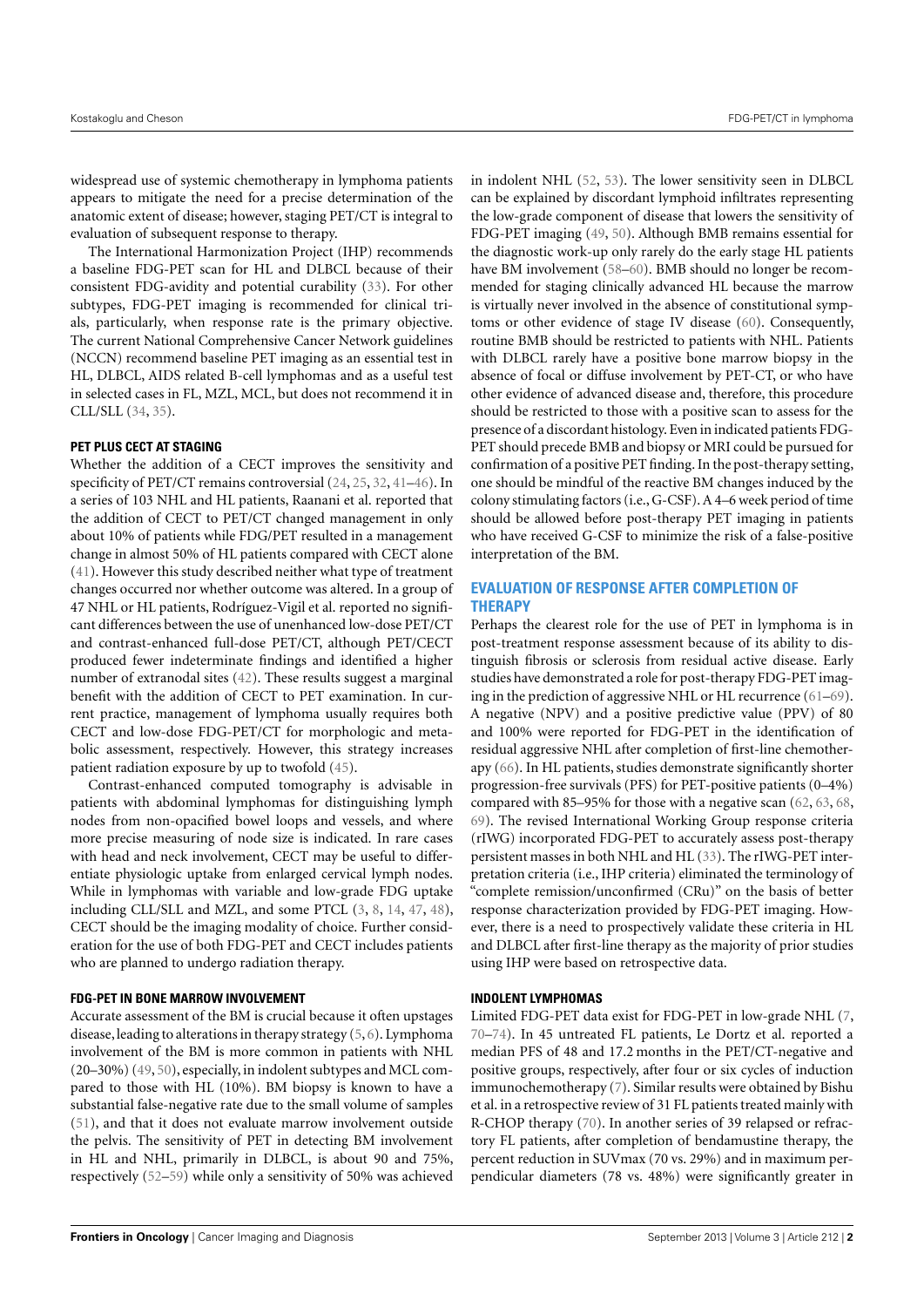widespread use of systemic chemotherapy in lymphoma patients appears to mitigate the need for a precise determination of the anatomic extent of disease; however, staging PET/CT is integral to evaluation of subsequent response to therapy.

The International Harmonization Project (IHP) recommends a baseline FDG-PET scan for HL and DLBCL because of their consistent FDG-avidity and potential curability (33). For other subtypes, FDG-PET imaging is recommended for clinical trials, particularly, when response rate is the primary objective. The current National Comprehensive Cancer Network guidelines (NCCN) recommend baseline PET imaging as an essential test in HL, DLBCL, AIDS related B-cell lymphomas and as a useful test in selected cases in FL, MZL, MCL, but does not recommend it in CLL/SLL (34, 35).

#### PET PLUS CECT AT STAGING

Whether the addition of a CECT improves the sensitivity and specificity of PET/CT remains controversial (24, 25, 32, 41–46). In a series of 103 NHL and HL patients, Raanani et al. reported that the addition of CECT to PET/CT changed management in only about 10% of patients while FDG/PET resulted in a management change in almost 50% of HL patients compared with CECT alone (41). However this study described neither what type of treatment changes occurred nor whether outcome was altered. In a group of 47 NHL or HL patients, Rodríguez-Vigil et al. reported no significant differences between the use of unenhanced low-dose PET/CT and contrast-enhanced full-dose PET/CT, although PET/CECT produced fewer indeterminate findings and identified a higher number of extranodal sites (42). These results suggest a marginal benefit with the addition of CECT to PET examination. In current practice, management of lymphoma usually requires both CECT and low-dose FDG-PET/CT for morphologic and metabolic assessment, respectively. However, this strategy increases patient radiation exposure by up to twofold (45).

Contrast-enhanced computed tomography is advisable in patients with abdominal lymphomas for distinguishing lymph nodes from non-opacified bowel loops and vessels, and where more precise measuring of node size is indicated. In rare cases with head and neck involvement, CECT may be useful to differentiate physiologic uptake from enlarged cervical lymph nodes. While in lymphomas with variable and low-grade FDG uptake including CLL/SLL and MZL, and some PTCL (3, 8, 14, 47, 48), CECT should be the imaging modality of choice. Further consideration for the use of both FDG-PET and CECT includes patients who are planned to undergo radiation therapy.

#### FDG-PET IN BONE MARROW INVOLVEMENT

Accurate assessment of the BM is crucial because it often upstages disease, leading to alterations in therapy strategy (5, 6). Lymphoma involvement of the BM is more common in patients with NHL (20–30%) (49, 50), especially, in indolent subtypes and MCL compared to those with HL (10%). BM biopsy is known to have a substantial false-negative rate due to the small volume of samples (51), and that it does not evaluate marrow involvement outside the pelvis. The sensitivity of PET in detecting BM involvement in HL and NHL, primarily in DLBCL, is about 90 and 75%, respectively (52–59) while only a sensitivity of 50% was achieved in indolent NHL (52, 53). The lower sensitivity seen in DLBCL can be explained by discordant lymphoid infiltrates representing the low-grade component of disease that lowers the sensitivity of FDG-PET imaging (49, 50). Although BMB remains essential for the diagnostic work-up only rarely do the early stage HL patients have BM involvement (58–60). BMB should no longer be recommended for staging clinically advanced HL because the marrow is virtually never involved in the absence of constitutional symptoms or other evidence of stage IV disease (60). Consequently, routine BMB should be restricted to patients with NHL. Patients with DLBCL rarely have a positive bone marrow biopsy in the absence of focal or diffuse involvement by PET-CT, or who have other evidence of advanced disease and, therefore, this procedure should be restricted to those with a positive scan to assess for the presence of a discordant histology. Even in indicated patients FDG-PET should precede BMB and biopsy or MRI could be pursued for confirmation of a positive PET finding. In the post-therapy setting, one should be mindful of the reactive BM changes induced by the colony stimulating factors (i.e., G-CSF). A 4–6 week period of time should be allowed before post-therapy PET imaging in patients who have received G-CSF to minimize the risk of a false-positive interpretation of the BM.

### EVALUATION OF RESPONSE AFTER COMPLETION OF THERAPY

Perhaps the clearest role for the use of PET in lymphoma is in post-treatment response assessment because of its ability to distinguish fibrosis or sclerosis from residual active disease. Early studies have demonstrated a role for post-therapy FDG-PET imaging in the prediction of aggressive NHL or HL recurrence (61–69). A negative (NPV) and a positive predictive value (PPV) of 80 and 100% were reported for FDG-PET in the identification of residual aggressive NHL after completion of first-line chemotherapy (66). In HL patients, studies demonstrate significantly shorter progression-free survivals (PFS) for PET-positive patients (0–4%) compared with 85–95% for those with a negative scan (62, 63, 68, 69). The revised International Working Group response criteria (rIWG) incorporated FDG-PET to accurately assess post-therapy persistent masses in both NHL and HL (33). The rIWG-PET interpretation criteria (i.e., IHP criteria) eliminated the terminology of "complete remission/unconfirmed (CRu)" on the basis of better response characterization provided by FDG-PET imaging. However, there is a need to prospectively validate these criteria in HL and DLBCL after first-line therapy as the majority of prior studies using IHP were based on retrospective data.

#### INDOLENT LYMPHOMAS

Limited FDG-PET data exist for FDG-PET in low-grade NHL (7, 70–74). In 45 untreated FL patients, Le Dortz et al. reported a median PFS of 48 and 17.2 months in the PET/CT-negative and positive groups, respectively, after four or six cycles of induction immunochemotherapy (7). Similar results were obtained by Bishu et al. in a retrospective review of 31 FL patients treated mainly with R-CHOP therapy (70). In another series of 39 relapsed or refractory FL patients, after completion of bendamustine therapy, the percent reduction in SUVmax (70 vs. 29%) and in maximum perpendicular diameters (78 vs. 48%) were significantly greater in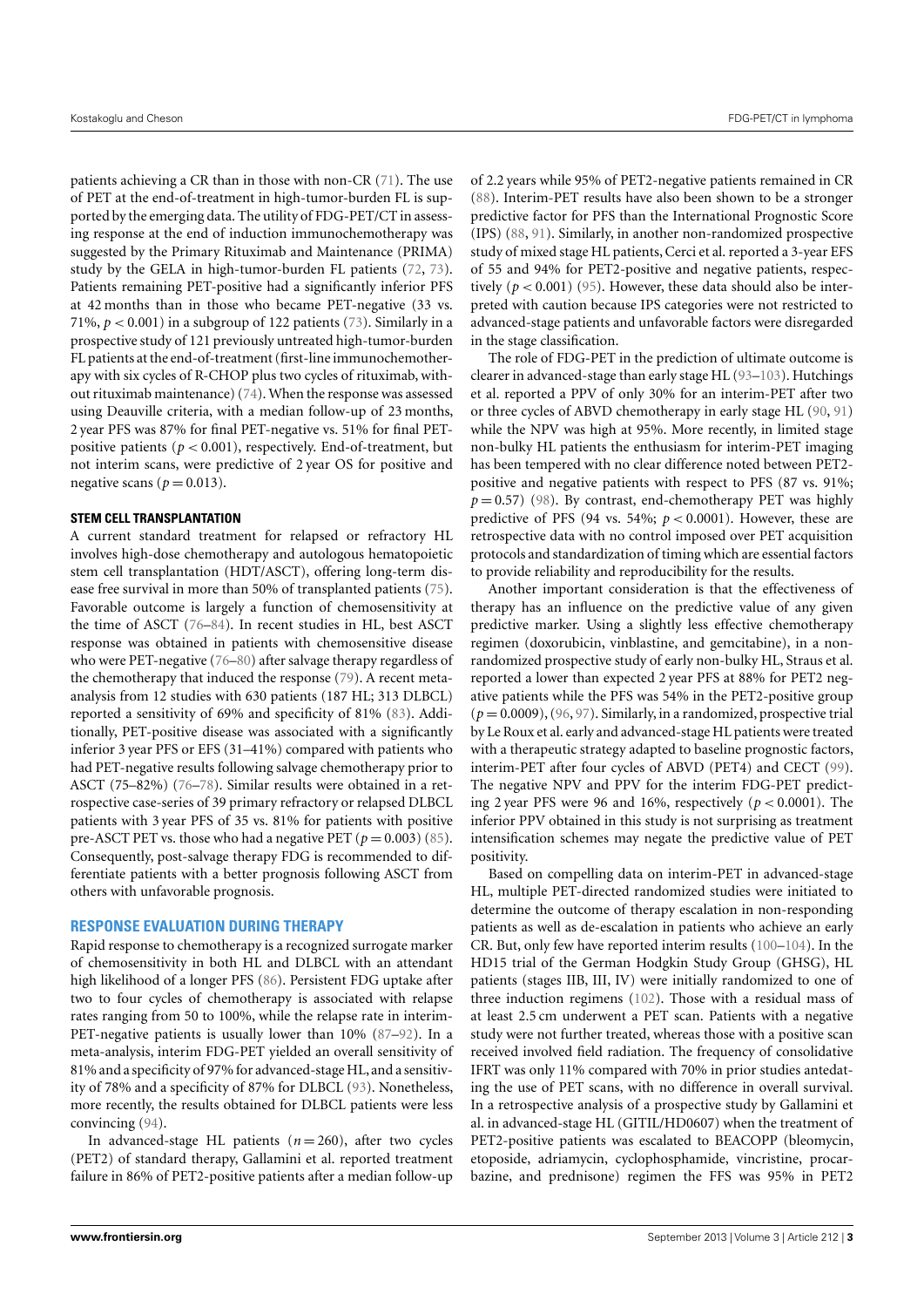patients achieving a CR than in those with non-CR (71). The use of PET at the end-of-treatment in high-tumor-burden FL is supported by the emerging data. The utility of FDG-PET/CT in assessing response at the end of induction immunochemotherapy was suggested by the Primary Rituximab and Maintenance (PRIMA) study by the GELA in high-tumor-burden FL patients (72, 73). Patients remaining PET-positive had a significantly inferior PFS at 42 months than in those who became PET-negative (33 vs. 71%, $p < 0.001$) in a subgroup of 122 patients (73). Similarly in a prospective study of 121 previously untreated high-tumor-burden FL patients at the end-of-treatment (first-line immunochemotherapy with six cycles of R-CHOP plus two cycles of rituximab, without rituximab maintenance) (74). When the response was assessed using Deauville criteria, with a median follow-up of 23 months, 2 year PFS was 87% for final PET-negative vs. 51% for final PET-positive patients ($p < 0.001$), respectively. End-of-treatment, but not interim scans, were predictive of 2 year OS for positive and negative scans ($p = 0.013$).

### STEM CELL TRANSPLANTATION

A current standard treatment for relapsed or refractory HL involves high-dose chemotherapy and autologous hematopoietic stem cell transplantation (HDT/ASCT), offering long-term disease free survival in more than 50% of transplanted patients (75). Favorable outcome is largely a function of chemosensitivity at the time of ASCT (76–84). In recent studies in HL, best ASCT response was obtained in patients with chemosensitive disease who were PET-negative (76–80) after salvage therapy regardless of the chemotherapy that induced the response (79). A recent meta-analysis from 12 studies with 630 patients (187 HL; 313 DLBCL) reported a sensitivity of 69% and specificity of 81% (83). Additionally, PET-positive disease was associated with a significantly inferior 3 year PFS or EFS (31–41%) compared with patients who had PET-negative results following salvage chemotherapy prior to ASCT (75–82%) (76–78). Similar results were obtained in a retrospective case-series of 39 primary refractory or relapsed DLBCL patients with 3 year PFS of 35 vs. 81% for patients with positive pre-ASCT PET vs. those who had a negative PET ($p = 0.003$) (85). Consequently, post-salvage therapy FDG is recommended to differentiate patients with a better prognosis following ASCT from others with unfavorable prognosis.

## RESPONSE EVALUATION DURING THERAPY

Rapid response to chemotherapy is a recognized surrogate marker of chemosensitivity in both HL and DLBCL with an attendant high likelihood of a longer PFS (86). Persistent FDG uptake after two to four cycles of chemotherapy is associated with relapse rates ranging from 50 to 100%, while the relapse rate in interim-PET-negative patients is usually lower than 10% (87–92). In a meta-analysis, interim FDG-PET yielded an overall sensitivity of 81% and a specificity of 97% for advanced-stage HL, and a sensitivity of 78% and a specificity of 87% for DLBCL (93). Nonetheless, more recently, the results obtained for DLBCL patients were less convincing (94).

In advanced-stage HL patients ($n = 260$), after two cycles (PET2) of standard therapy, Gallamini et al. reported treatment failure in 86% of PET2-positive patients after a median follow-up of 2.2 years while 95% of PET2-negative patients remained in CR (88). Interim-PET results have also been shown to be a stronger predictive factor for PFS than the International Prognostic Score (IPS) (88, 91). Similarly, in another non-randomized prospective study of mixed stage HL patients, Cerci et al. reported a 3-year EFS of 55 and 94% for PET2-positive and negative patients, respectively ($p < 0.001$) (95). However, these data should also be interpreted with caution because IPS categories were not restricted to advanced-stage patients and unfavorable factors were disregarded in the stage classification.

The role of FDG-PET in the prediction of ultimate outcome is clearer in advanced-stage than early stage HL (93–103). Hutchings et al. reported a PPV of only 30% for an interim-PET after two or three cycles of ABVD chemotherapy in early stage HL (90, 91) while the NPV was high at 95%. More recently, in limited stage non-bulky HL patients the enthusiasm for interim-PET imaging has been tempered with no clear difference noted between PET2-positive and negative patients with respect to PFS (87 vs. 91%; $p = 0.57$) (98). By contrast, end-chemotherapy PET was highly predictive of PFS (94 vs. 54%; $p < 0.0001$). However, these are retrospective data with no control imposed over PET acquisition protocols and standardization of timing which are essential factors to provide reliability and reproducibility for the results.

Another important consideration is that the effectiveness of therapy has an influence on the predictive value of any given predictive marker. Using a slightly less effective chemotherapy regimen (doxorubicin, vinblastine, and gemcitabine), in a non-randomized prospective study of early non-bulky HL, Straus et al. reported a lower than expected 2 year PFS at 88% for PET2 negative patients while the PFS was 54% in the PET2-positive group ($p = 0.0009$), (96, 97). Similarly, in a randomized, prospective trial by Le Roux et al. early and advanced-stage HL patients were treated with a therapeutic strategy adapted to baseline prognostic factors, interim-PET after four cycles of ABVD (PET4) and CECT (99). The negative NPV and PPV for the interim FDG-PET predicting 2 year PFS were 96 and 16%, respectively ($p < 0.0001$). The inferior PPV obtained in this study is not surprising as treatment intensification schemes may negate the predictive value of PET positivity.

Based on compelling data on interim-PET in advanced-stage HL, multiple PET-directed randomized studies were initiated to determine the outcome of therapy escalation in non-responding patients as well as de-escalation in patients who achieve an early CR. But, only few have reported interim results (100–104). In the HD15 trial of the German Hodgkin Study Group (GHSG), HL patients (stages IIB, III, IV) were initially randomized to one of three induction regimens (102). Those with a residual mass of at least 2.5 cm underwent a PET scan. Patients with a negative study were not further treated, whereas those with a positive scan received involved field radiation. The frequency of consolidative IFRT was only 11% compared with 70% in prior studies antedating the use of PET scans, with no difference in overall survival. In a retrospective analysis of a prospective study by Gallamini et al. in advanced-stage HL (GITIL/HD0607) when the treatment of PET2-positive patients was escalated to BEACOPP (bleomycin, etoposide, adriamycin, cyclophosphamide, vincristine, procarbazine, and prednisone) regimen the FFS was 95% in PET2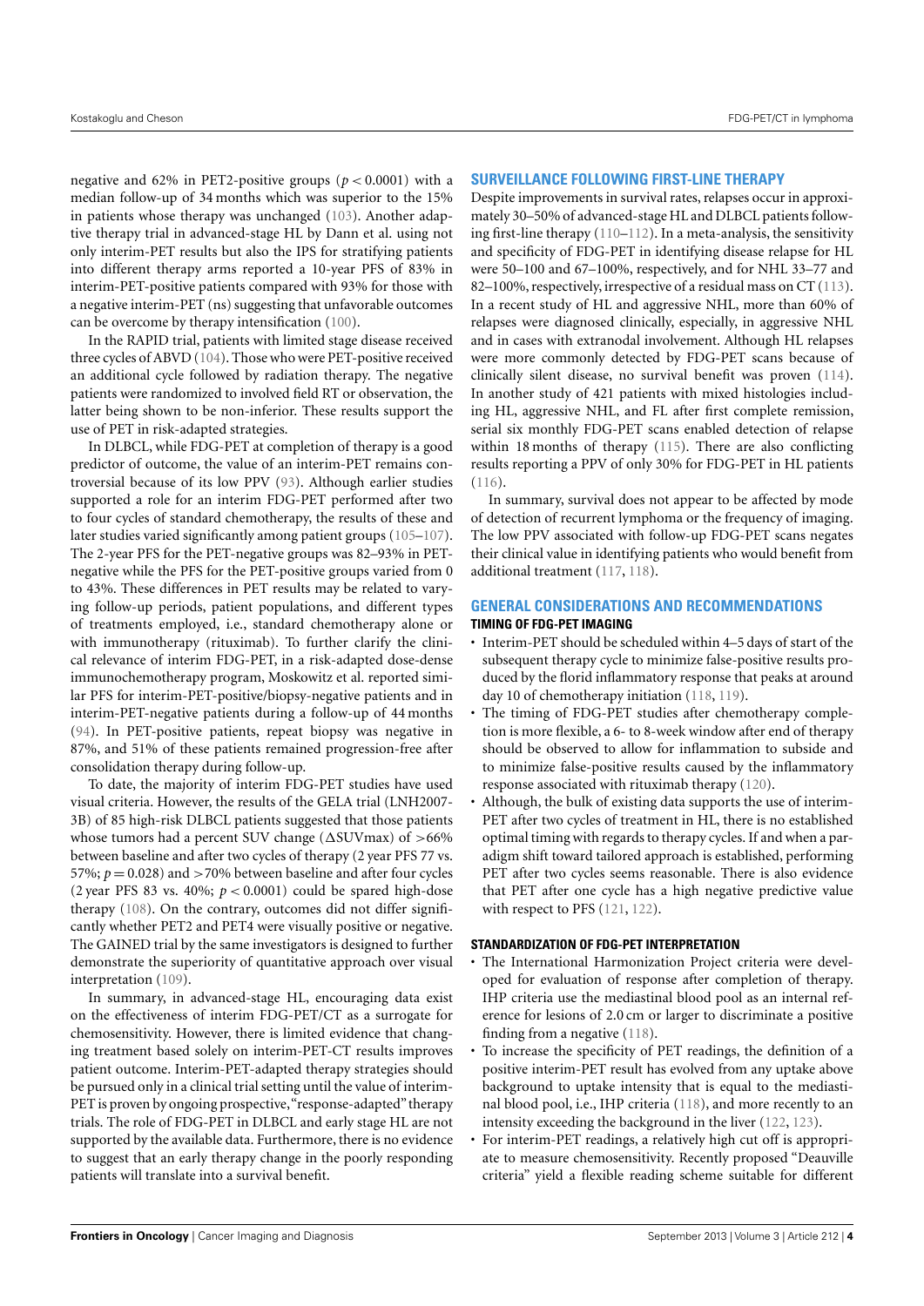negative and 62% in PET2-positive groups ($p < 0.0001$) with a median follow-up of 34 months which was superior to the 15% in patients whose therapy was unchanged (103). Another adaptive therapy trial in advanced-stage HL by Dann et al. using not only interim-PET results but also the IPS for stratifying patients into different therapy arms reported a 10-year PFS of 83% in interim-PET-positive patients compared with 93% for those with a negative interim-PET (ns) suggesting that unfavorable outcomes can be overcome by therapy intensification (100).

In the RAPID trial, patients with limited stage disease received three cycles of ABVD (104). Those who were PET-positive received an additional cycle followed by radiation therapy. The negative patients were randomized to involved field RT or observation, the latter being shown to be non-inferior. These results support the use of PET in risk-adapted strategies.

In DLBCL, while FDG-PET at completion of therapy is a good predictor of outcome, the value of an interim-PET remains controversial because of its low PPV (93). Although earlier studies supported a role for an interim FDG-PET performed after two to four cycles of standard chemotherapy, the results of these and later studies varied significantly among patient groups (105–107). The 2-year PFS for the PET-negative groups was 82–93% in PET-negative while the PFS for the PET-positive groups varied from 0 to 43%. These differences in PET results may be related to varying follow-up periods, patient populations, and different types of treatments employed, i.e., standard chemotherapy alone or with immunotherapy (rituximab). To further clarify the clinical relevance of interim FDG-PET, in a risk-adapted dose-dense immunochemotherapy program, Moskowitz et al. reported similar PFS for interim-PET-positive/biopsy-negative patients and in interim-PET-negative patients during a follow-up of 44 months (94). In PET-positive patients, repeat biopsy was negative in 87%, and 51% of these patients remained progression-free after consolidation therapy during follow-up.

To date, the majority of interim FDG-PET studies have used visual criteria. However, the results of the GELA trial (LNH2007-3B) of 85 high-risk DLBCL patients suggested that those patients whose tumors had a percent SUV change ($\Delta$SUVmax) of >66% between baseline and after two cycles of therapy (2 year PFS 77 vs. 57%; $p = 0.028$) and >70% between baseline and after four cycles (2 year PFS 83 vs. 40%; $p < 0.0001$) could be spared high-dose therapy (108). On the contrary, outcomes did not differ significantly whether PET2 and PET4 were visually positive or negative. The GAINED trial by the same investigators is designed to further demonstrate the superiority of quantitative approach over visual interpretation (109).

In summary, in advanced-stage HL, encouraging data exist on the effectiveness of interim FDG-PET/CT as a surrogate for chemosensitivity. However, there is limited evidence that changing treatment based solely on interim-PET-CT results improves patient outcome. Interim-PET-adapted therapy strategies should be pursued only in a clinical trial setting until the value of interim-PET is proven by ongoing prospective, "response-adapted" therapy trials. The role of FDG-PET in DLBCL and early stage HL are not supported by the available data. Furthermore, there is no evidence to suggest that an early therapy change in the poorly responding patients will translate into a survival benefit.

## SURVEILLANCE FOLLOWING FIRST-LINE THERAPY

Despite improvements in survival rates, relapses occur in approximately 30–50% of advanced-stage HL and DLBCL patients following first-line therapy (110–112). In a meta-analysis, the sensitivity and specificity of FDG-PET in identifying disease relapse for HL were 50–100 and 67–100%, respectively, and for NHL 33–77 and 82–100%, respectively, irrespective of a residual mass on CT (113). In a recent study of HL and aggressive NHL, more than 60% of relapses were diagnosed clinically, especially, in aggressive NHL and in cases with extranodal involvement. Although HL relapses were more commonly detected by FDG-PET scans because of clinically silent disease, no survival benefit was proven (114). In another study of 421 patients with mixed histologies including HL, aggressive NHL, and FL after first complete remission, serial six monthly FDG-PET scans enabled detection of relapse within 18 months of therapy (115). There are also conflicting results reporting a PPV of only 30% for FDG-PET in HL patients (116).

In summary, survival does not appear to be affected by mode of detection of recurrent lymphoma or the frequency of imaging. The low PPV associated with follow-up FDG-PET scans negates their clinical value in identifying patients who would benefit from additional treatment (117, 118).

## GENERAL CONSIDERATIONS AND RECOMMENDATIONS

### TIMING OF FDG-PET IMAGING

- Interim-PET should be scheduled within 4–5 days of start of the subsequent therapy cycle to minimize false-positive results produced by the florid inflammatory response that peaks at around day 10 of chemotherapy initiation (118, 119).
- The timing of FDG-PET studies after chemotherapy completion is more flexible, a 6- to 8-week window after end of therapy should be observed to allow for inflammation to subside and to minimize false-positive results caused by the inflammatory response associated with rituximab therapy (120).
- Although, the bulk of existing data supports the use of interim-PET after two cycles of treatment in HL, there is no established optimal timing with regards to therapy cycles. If and when a paradigm shift toward tailored approach is established, performing PET after two cycles seems reasonable. There is also evidence that PET after one cycle has a high negative predictive value with respect to PFS (121, 122).

### STANDARDIZATION OF FDG-PET INTERPRETATION

- The International Harmonization Project criteria were developed for evaluation of response after completion of therapy. IHP criteria use the mediastinal blood pool as an internal reference for lesions of 2.0 cm or larger to discriminate a positive finding from a negative (118).
- To increase the specificity of PET readings, the definition of a positive interim-PET result has evolved from any uptake above background to uptake intensity that is equal to the mediastinal blood pool, i.e., IHP criteria (118), and more recently to an intensity exceeding the background in the liver (122, 123).
- For interim-PET readings, a relatively high cut off is appropriate to measure chemosensitivity. Recently proposed "Deauville criteria" yield a flexible reading scheme suitable for different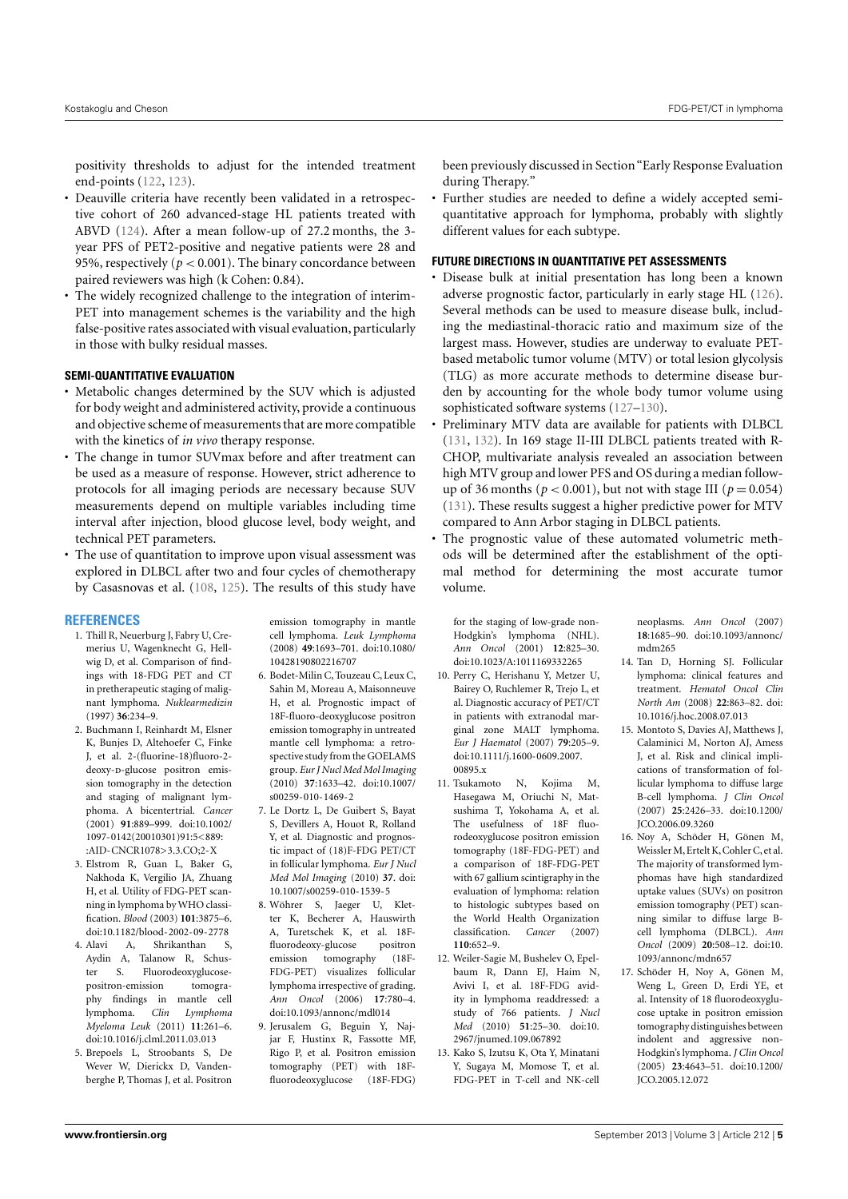positivity thresholds to adjust for the intended treatment end-points (122, 123).

- Deauville criteria have recently been validated in a retrospective cohort of 260 advanced-stage HL patients treated with ABVD (124). After a mean follow-up of 27.2 months, the 3-year PFS of PET2-positive and negative patients were 28 and 95%, respectively ($p < 0.001$). The binary concordance between paired reviewers was high (k Cohen: 0.84).
- The widely recognized challenge to the integration of interim-PET into management schemes is the variability and the high false-positive rates associated with visual evaluation, particularly in those with bulky residual masses.

### SEMI-QUANTITATIVE EVALUATION

- Metabolic changes determined by the SUV which is adjusted for body weight and administered activity, provide a continuous and objective scheme of measurements that are more compatible with the kinetics of *in vivo* therapy response.
- The change in tumor SUVmax before and after treatment can be used as a measure of response. However, strict adherence to protocols for all imaging periods are necessary because SUV measurements depend on multiple variables including time interval after injection, blood glucose level, body weight, and technical PET parameters.
- The use of quantitation to improve upon visual assessment was explored in DLBCL after two and four cycles of chemotherapy by Casasnovas et al. (108, 125). The results of this study have been previously discussed in Section "Early Response Evaluation during Therapy."
- Further studies are needed to define a widely accepted semi-quantitative approach for lymphoma, probably with slightly different values for each subtype.

### FUTURE DIRECTIONS IN QUANTITATIVE PET ASSESSMENTS

- Disease bulk at initial presentation has long been a known adverse prognostic factor, particularly in early stage HL (126). Several methods can be used to measure disease bulk, including the mediastinal-thoracic ratio and maximum size of the largest mass. However, studies are underway to evaluate PET-based metabolic tumor volume (MTV) or total lesion glycolysis (TLG) as more accurate methods to determine disease burden by accounting for the whole body tumor volume using sophisticated software systems (127–130).
- Preliminary MTV data are available for patients with DLBCL (131, 132). In 169 stage II-III DLBCL patients treated with R-CHOP, multivariate analysis revealed an association between high MTV group and lower PFS and OS during a median follow-up of 36 months ($p < 0.001$), but not with stage III ($p = 0.054$) (131). These results suggest a higher predictive power for MTV compared to Ann Arbor staging in DLBCL patients.
- The prognostic value of these automated volumetric methods will be determined after the establishment of the optimal method for determining the most accurate tumor volume.

## REFERENCES

1. Thill R, Neuerburg J, Fabry U, Cremerius U, Wagenknecht G, Hellwig D, et al. Comparison of findings with 18-FDG PET and CT in pretherapeutic staging of malignant lymphoma. *Nuklearmedizin* (1997) **36**:234–9.
2. Buchmann I, Reinhardt M, Elsner K, Bunjes D, Altehoefer C, Finke J, et al. 2-(fluorine-18)fluoro-2-deoxy-D-glucose positron emission tomography in the detection and staging of malignant lymphoma. A bicentertrial. *Cancer* (2001) **91**:889–999. doi:10.1002/1097-0142(20010301)91:5<889::AID-CNCR1078>3.3.CO;2-X
3. Elstrom R, Guan L, Baker G, Nakhoda K, Vergilio JA, Zhuang H, et al. Utility of FDG-PET scanning in lymphoma by WHO classification. *Blood* (2003) **101**:3875–6. doi:10.1182/blood-2002-09-2778
4. Alavi A, Shrikanthan S, Aydin A, Talanow R, Schuster S. Fluorodeoxyglucose-positron-emission tomography findings in mantle cell lymphoma. *Clin Lymphoma Myeloma Leuk* (2011) **11**:261–6. doi:10.1016/j.clml.2011.03.013
5. Brepoels L, Stroobants S, De Wever W, Dierickx D, Vandenberghe P, Thomas J, et al. Positron emission tomography in mantle cell lymphoma. *Leuk Lymphoma* (2008) **49**:1693–701. doi:10.1080/10428190802216707
6. Bodet-Milin C, Touzeau C, Leux C, Sahin M, Moreau A, Maisonneuve H, et al. Prognostic impact of 18F-fluoro-deoxyglucose positron emission tomography in untreated mantle cell lymphoma: a retrospective study from the GOELAMS group. *Eur J Nucl Med Mol Imaging* (2010) **37**:1633–42. doi:10.1007/s00259-010-1469-2
7. Le Dortz L, De Guibert S, Bayat S, Devillers A, Houot R, Rolland Y, et al. Diagnostic and prognostic impact of (18)F-FDG PET/CT in follicular lymphoma. *Eur J Nucl Med Mol Imaging* (2010) **37**. doi:10.1007/s00259-010-1539-5
8. Wöhrer S, Jaeger U, Kletter K, Becherer A, Hauswirth A, Turetschek K, et al. 18F-fluorodeoxy-glucose positron emission tomography (18F-FDG-PET) visualizes follicular lymphoma irrespective of grading. *Ann Oncol* (2006) **17**:780–4. doi:10.1093/annonc/mdl014
9. Jerusalem G, Beguin Y, Najjar F, Hustinx R, Fassotte MF, Rigo P, et al. Positron emission tomography (PET) with 18F-fluorodeoxyglucose (18F-FDG) for the staging of low-grade non-Hodgkin's lymphoma (NHL). *Ann Oncol* (2001) **12**:825–30. doi:10.1023/A:1011169332265
10. Perry C, Herishanu Y, Metzer U, Bairey O, Ruchlemer R, Trejo L, et al. Diagnostic accuracy of PET/CT in patients with extranodal marginal zone MALT lymphoma. *Eur J Haematol* (2007) **79**:205–9. doi:10.1111/j.1600-0609.2007.00895.x
11. Tsukamoto N, Kojima M, Hasegawa M, Oriuchi N, Matsushima T, Yokohama A, et al. The usefulness of 18F fluorodeoxyglucose positron emission tomography (18F-FDG-PET) and a comparison of 18F-FDG-PET with 67 gallium scintigraphy in the evaluation of lymphoma: relation to histologic subtypes based on the World Health Organization classification. *Cancer* (2007) **110**:652–9.
12. Weiler-Sagie M, Bushelev O, Epelbaum R, Dann EJ, Haim N, Avivi I, et al. 18F-FDG avidity in lymphoma readdressed: a study of 766 patients. *J Nucl Med* (2010) **51**:25–30. doi:10.2967/jnumed.109.067892
13. Kako S, Izutsu K, Ota Y, Minatani Y, Sugaya M, Momose T, et al. FDG-PET in T-cell and NK-cell neoplasms. *Ann Oncol* (2007) **18**:1685–90. doi:10.1093/annonc/mdm265
14. Tan D, Horning SJ. Follicular lymphoma: clinical features and treatment. *Hematol Oncol Clin North Am* (2008) **22**:863–82. doi:10.1016/j.hoc.2008.07.013
15. Montoto S, Davies AJ, Matthews J, Calaminici M, Norton AJ, Amess J, et al. Risk and clinical implications of transformation of follicular lymphoma to diffuse large B-cell lymphoma. *J Clin Oncol* (2007) **25**:2426–33. doi:10.1200/JCO.2006.09.3260
16. Noy A, Schöder H, Gönen M, Weissler M, Ertelt K, Cohler C, et al. The majority of transformed lymphomas have high standardized uptake values (SUVs) on positron emission tomography (PET) scanning similar to diffuse large B-cell lymphoma (DLBCL). *Ann Oncol* (2009) **20**:508–12. doi:10.1093/annonc/mdn657
17. Schöder H, Noy A, Gönen M, Weng L, Green D, Erdi YE, et al. Intensity of 18 fluorodeoxyglucose uptake in positron emission tomography distinguishes between indolent and aggressive non-Hodgkin's lymphoma. *J Clin Oncol* (2005) **23**:4643–51. doi:10.1200/JCO.2005.12.072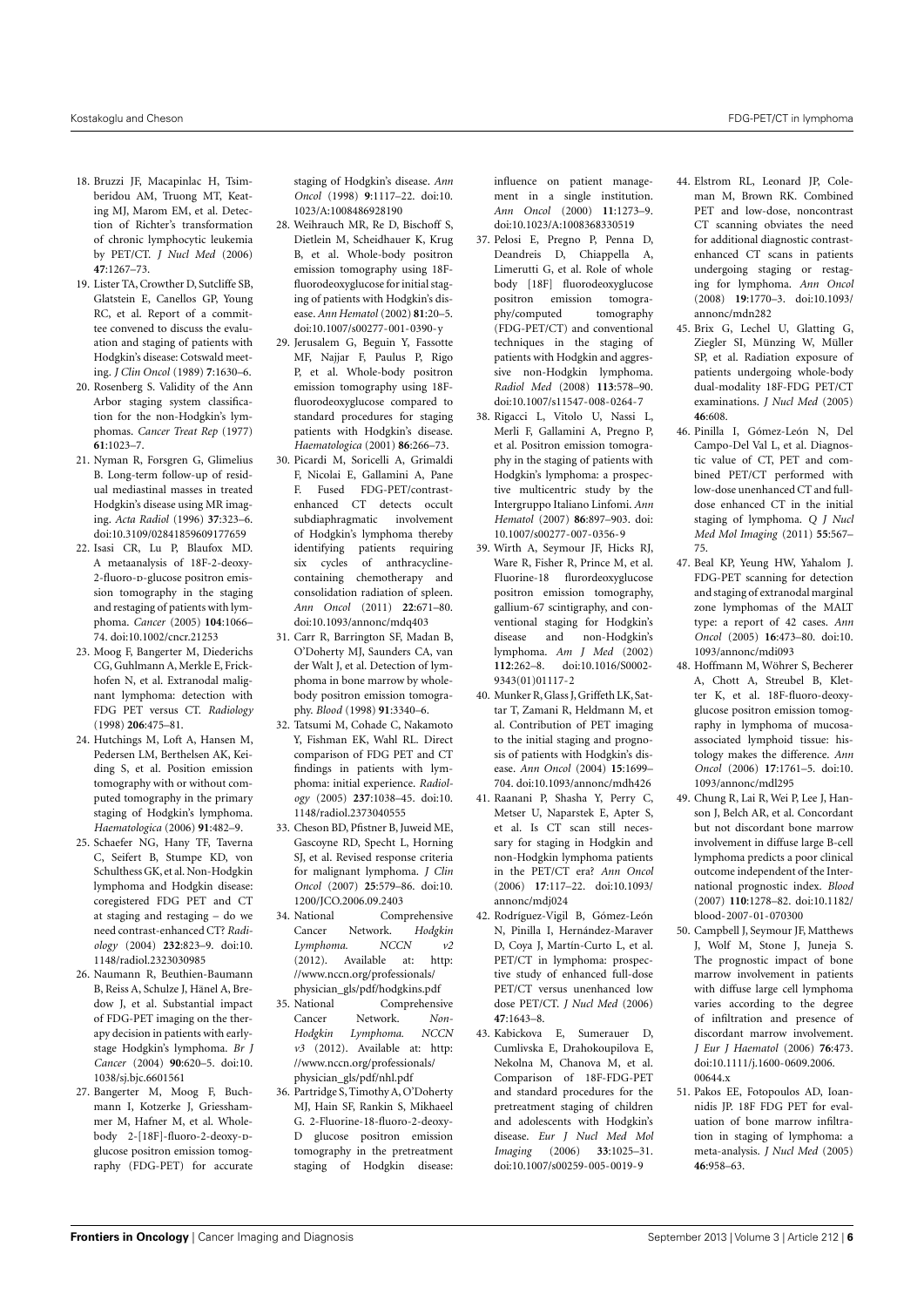18. Bruzzi JF, Macapinlac H, Tsimberidou AM, Truong MT, Keating MJ, Marom EM, et al. Detection of Richter's transformation of chronic lymphocytic leukemia by PET/CT. *J Nucl Med* (2006) **47**:1267–73.
19. Lister TA, Crowther D, Sutcliffe SB, Glatstein E, Canellos GP, Young RC, et al. Report of a committee convened to discuss the evaluation and staging of patients with Hodgkin's disease: Cotswald meeting. *J Clin Oncol* (1989) **7**:1630–6.
20. Rosenberg S. Validity of the Ann Arbor staging system classification for the non-Hodgkin's lymphomas. *Cancer Treat Rep* (1977) **61**:1023–7.
21. Nyman R, Forsgren G, Glimelius B. Long-term follow-up of residual mediastinal masses in treated Hodgkin's disease using MR imaging. *Acta Radiol* (1996) **37**:323–6. doi:10.3109/02841859609177659
22. Isasi CR, Lu P, Blaufox MD. A metaanalysis of 18F-2-deoxy-2-fluoro-D-glucose positron emission tomography in the staging and restaging of patients with lymphoma. *Cancer* (2005) **104**:1066–74. doi:10.1002/cncr.21253
23. Moog F, Bangerter M, Diederichs CG, Guhlmann A, Merkle E, Frickhofen N, et al. Extranodal malignant lymphoma: detection with FDG PET versus CT. *Radiology* (1998) **206**:475–81.
24. Hutchings M, Loft A, Hansen M, Pedersen LM, Berthelsen AK, Keiding S, et al. Position emission tomography with or without computed tomography in the primary staging of Hodgkin's lymphoma. *Haematologica* (2006) **91**:482–9.
25. Schaefer NG, Hany TF, Taverna C, Seifert B, Stumpe KD, von Schulthess GK, et al. Non-Hodgkin lymphoma and Hodgkin disease: coregistered FDG PET and CT at staging and restaging – do we need contrast-enhanced CT? *Radiology* (2004) **232**:823–9. doi:10.1148/radiol.2323030985
26. Naumann R, Beuthien-Baumann B, Reiss A, Schulze J, Hänel A, Bredow J, et al. Substantial impact of FDG-PET imaging on the therapy decision in patients with early-stage Hodgkin's lymphoma. *Br J Cancer* (2004) **90**:620–5. doi:10.1038/sj.bjc.6601561
27. Bangerter M, Moog F, Buchmann I, Kotzerke J, Griesshammer M, Hafner M, et al. Whole-body 2-[18F]-fluoro-2-deoxy-D-glucose positron emission tomography (FDG-PET) for accurate staging of Hodgkin's disease. *Ann Oncol* (1998) **9**:1117–22. doi:10.1023/A:1008486928190
28. Weihrauch MR, Re D, Bischoff S, Dietlein M, Scheidhauer K, Krug B, et al. Whole-body positron emission tomography using 18F-fluorodeoxyglucose for initial staging of patients with Hodgkin's disease. *Ann Hematol* (2002) **81**:20–5. doi:10.1007/s00277-001-0390-y
29. Jerusalem G, Beguin Y, Fassotte MF, Najjar F, Paulus P, Rigo P, et al. Whole-body positron emission tomography using 18F-fluorodeoxyglucose compared to standard procedures for staging patients with Hodgkin's disease. *Haematologica* (2001) **86**:266–73.
30. Picardi M, Soricelli A, Grimaldi F, Nicolai E, Gallamini A, Pane F. Fused FDG-PET/contrast-enhanced CT detects occult subdiaphragmatic involvement of Hodgkin's lymphoma thereby identifying patients requiring six cycles of anthracycline-containing chemotherapy and consolidation radiation of spleen. *Ann Oncol* (2011) **22**:671–80. doi:10.1093/annonc/mdq403
31. Carr R, Barrington SF, Madan B, O'Doherty MJ, Saunders CA, van der Walt J, et al. Detection of lymphoma in bone marrow by whole-body positron emission tomography. *Blood* (1998) **91**:3340–6.
32. Tatsumi M, Cohade C, Nakamoto Y, Fishman EK, Wahl RL. Direct comparison of FDG PET and CT findings in patients with lymphoma: initial experience. *Radiology* (2005) **237**:1038–45. doi:10.1148/radiol.2373040555
33. Cheson BD, Pfistner B, Juweid ME, Gascoyne RD, Specht L, Horning SJ, et al. Revised response criteria for malignant lymphoma. *J Clin Oncol* (2007) **25**:579–86. doi:10.1200/JCO.2006.09.2403
34. National Comprehensive Cancer Network. *Hodgkin Lymphoma. NCCN v2* (2012). Available at: http://www.nccn.org/professionals/physician_gls/pdf/hodgkins.pdf
35. National Comprehensive Cancer Network. *Non-Hodgkin Lymphoma. NCCN v3* (2012). Available at: http://www.nccn.org/professionals/physician_gls/pdf/nhl.pdf
36. Partridge S, Timothy A, O'Doherty MJ, Hain SF, Rankin S, Mikhaeel G. 2-Fluorine-18-fluoro-2-deoxy-D glucose positron emission tomography in the pretreatment staging of Hodgkin disease: influence on patient management in a single institution. *Ann Oncol* (2000) **11**:1273–9. doi:10.1023/A:1008368330519
37. Pelosi E, Pregno P, Penna D, Deandreis D, Chiappella A, Limerutti G, et al. Role of whole body [18F] fluorodeoxyglucose positron emission tomography/computed tomography (FDG-PET/CT) and conventional techniques in the staging of patients with Hodgkin and aggressive non-Hodgkin lymphoma. *Radiol Med* (2008) **113**:578–90. doi:10.1007/s11547-008-0264-7
38. Rigacci L, Vitolo U, Nassi L, Merli F, Gallamini A, Pregno P, et al. Positron emission tomography in the staging of patients with Hodgkin's lymphoma: a prospective multicentric study by the Intergruppo Italiano Linfomi. *Ann Hematol* (2007) **86**:897–903. doi:10.1007/s00277-007-0356-9
39. Wirth A, Seymour JF, Hicks RJ, Ware R, Fisher R, Prince M, et al. Fluorine-18 flurordeoxyglucose positron emission tomography, gallium-67 scintigraphy, and conventional staging for Hodgkin's disease and non-Hodgkin's lymphoma. *Am J Med* (2002) **112**:262–8. doi:10.1016/S0002-9343(01)01117-2
40. Munker R, Glass J, Griffeth LK, Sattar T, Zamani R, Heldmann M, et al. Contribution of PET imaging to the initial staging and prognosis of patients with Hodgkin's disease. *Ann Oncol* (2004) **15**:1699–704. doi:10.1093/annonc/mdh426
41. Raanani P, Shasha Y, Perry C, Metser U, Naparstek E, Apter S, et al. Is CT scan still necessary for staging in Hodgkin and non-Hodgkin lymphoma patients in the PET/CT era? *Ann Oncol* (2006) **17**:117–22. doi:10.1093/annonc/mdj024
42. Rodríguez-Vigil B, Gómez-León N, Pinilla I, Hernández-Maraver D, Coya J, Martín-Curto L, et al. PET/CT in lymphoma: prospective study of enhanced full-dose PET/CT versus unenhanced low dose PET/CT. *J Nucl Med* (2006) **47**:1643–8.
43. Kabickova E, Sumerauer D, Cumlivska E, Drahokoupilova E, Nekolna M, Chanova M, et al. Comparison of 18F-FDG-PET and standard procedures for the pretreatment staging of children and adolescents with Hodgkin's disease. *Eur J Nucl Med Mol Imaging* (2006) **33**:1025–31. doi:10.1007/s00259-005-0019-9
44. Elstrom RL, Leonard JP, Coleman M, Brown RK. Combined PET and low-dose, noncontrast CT scanning obviates the need for additional diagnostic contrast-enhanced CT scans in patients undergoing staging or restaging for lymphoma. *Ann Oncol* (2008) **19**:1770–3. doi:10.1093/annonc/mdn282
45. Brix G, Lechel U, Glatting G, Ziegler SI, Münzing W, Müller SP, et al. Radiation exposure of patients undergoing whole-body dual-modality 18F-FDG PET/CT examinations. *J Nucl Med* (2005) **46**:608.
46. Pinilla I, Gómez-León N, Del Campo-Del Val L, et al. Diagnostic value of CT, PET and combined PET/CT performed with low-dose unenhanced CT and full-dose enhanced CT in the initial staging of lymphoma. *Q J Nucl Med Mol Imaging* (2011) **55**:567–75.
47. Beal KP, Yeung HW, Yahalom J. FDG-PET scanning for detection and staging of extranodal marginal zone lymphomas of the MALT type: a report of 42 cases. *Ann Oncol* (2005) **16**:473–80. doi:10.1093/annonc/mdi093
48. Hoffmann M, Wöhrer S, Becherer A, Chott A, Streubel B, Kletter K, et al. 18F-fluoro-deoxy-glucose positron emission tomography in lymphoma of mucosa-associated lymphoid tissue: histology makes the difference. *Ann Oncol* (2006) **17**:1761–5. doi:10.1093/annonc/mdl295
49. Chung R, Lai R, Wei P, Lee J, Hanson J, Belch AR, et al. Concordant but not discordant bone marrow involvement in diffuse large B-cell lymphoma predicts a poor clinical outcome independent of the International prognostic index. *Blood* (2007) **110**:1278–82. doi:10.1182/blood-2007-01-070300
50. Campbell J, Seymour JF, Matthews J, Wolf M, Stone J, Juneja S. The prognostic impact of bone marrow involvement in patients with diffuse large cell lymphoma varies according to the degree of infiltration and presence of discordant marrow involvement. *J Eur J Haematol* (2006) **76**:473. doi:10.1111/j.1600-0609.2006.00644.x
51. Pakos EE, Fotopoulos AD, Ioannidis JP. 18F FDG PET for evaluation of bone marrow infiltration in staging of lymphoma: a meta-analysis. *J Nucl Med* (2005) **46**:958–63.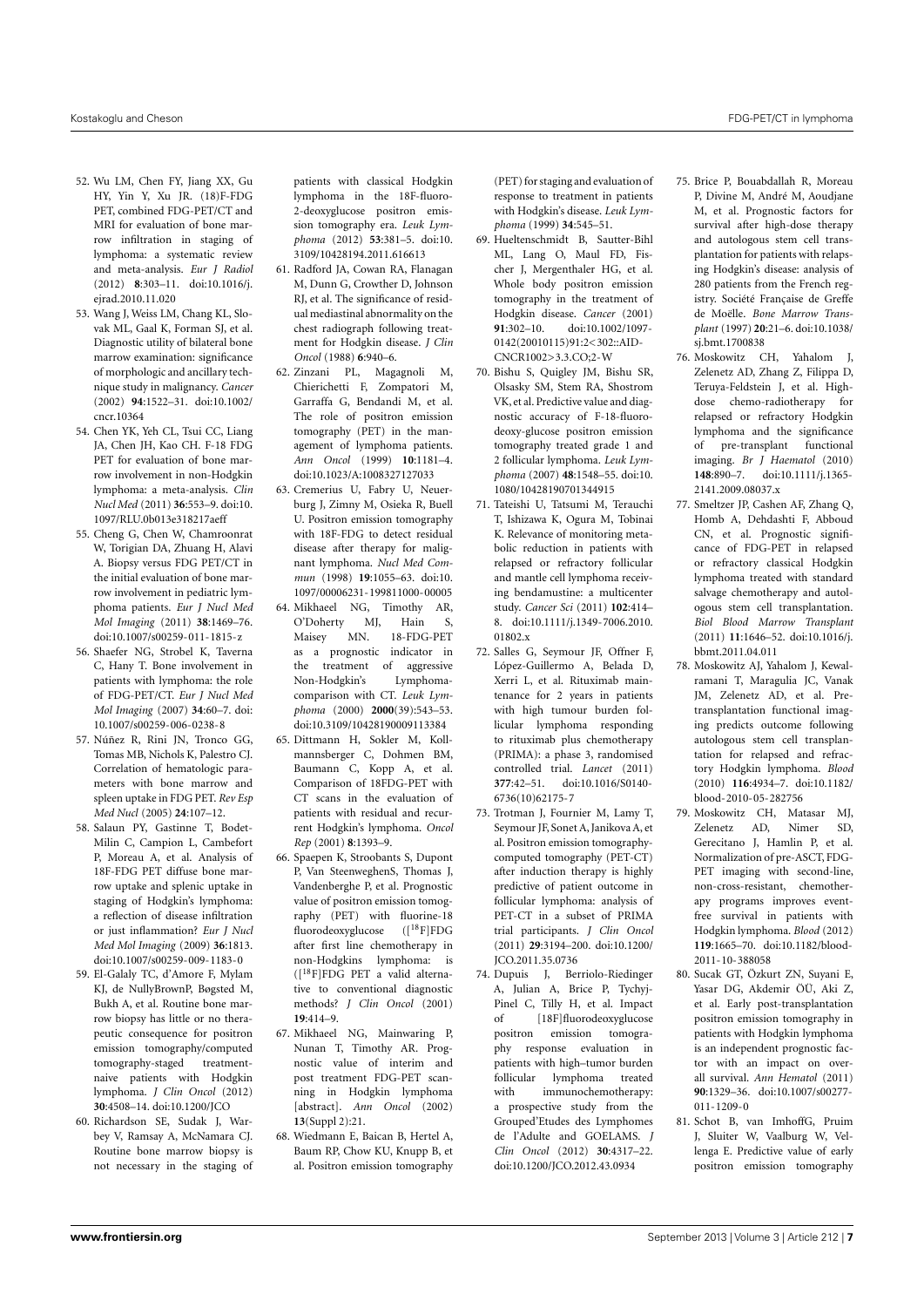52. Wu LM, Chen FY, Jiang XX, Gu HY, Yin Y, Xu JR. (18)F-FDG PET, combined FDG-PET/CT and MRI for evaluation of bone marrow infiltration in staging of lymphoma: a systematic review and meta-analysis. *Eur J Radiol* (2012) **8**:303–11. doi:10.1016/j.ejrad.2010.11.020

53. Wang J, Weiss LM, Chang KL, Slovak ML, Gaal K, Forman SJ, et al. Diagnostic utility of bilateral bone marrow examination: significance of morphologic and ancillary technique study in malignancy. *Cancer* (2002) **94**:1522–31. doi:10.1002/cncr.10364

54. Chen YK, Yeh CL, Tsui CC, Liang JA, Chen JH, Kao CH. F-18 FDG PET for evaluation of bone marrow involvement in non-Hodgkin lymphoma: a meta-analysis. *Clin Nucl Med* (2011) **36**:553–9. doi:10.1097/RLU.0b013e318217aeff

55. Cheng G, Chen W, Chamroonrat W, Torigian DA, Zhuang H, Alavi A. Biopsy versus FDG PET/CT in the initial evaluation of bone marrow involvement in pediatric lymphoma patients. *Eur J Nucl Med Mol Imaging* (2011) **38**:1469–76. doi:10.1007/s00259-011-1815-z

56. Shaefer NG, Strobel K, Taverna C, Hany T. Bone involvement in patients with lymphoma: the role of FDG-PET/CT. *Eur J Nucl Med Mol Imaging* (2007) **34**:60–7. doi:10.1007/s00259-006-0238-8

57. Núñez R, Rini JN, Tronco GG, Tomas MB, Nichols K, Palestro CJ. Correlation of hematologic parameters with bone marrow and spleen uptake in FDG PET. *Rev Esp Med Nucl* (2005) **24**:107–12.

58. Salaun PY, Gastinne T, Bodet-Milin C, Campion L, Cambefort P, Moreau A, et al. Analysis of 18F-FDG PET diffuse bone marrow uptake and splenic uptake in staging of Hodgkin's lymphoma: a reflection of disease infiltration or just inflammation? *Eur J Nucl Med Mol Imaging* (2009) **36**:1813. doi:10.1007/s00259-009-1183-0

59. El-Galaly TC, d'Amore F, Mylam KJ, de NullyBrownP, Bøgsted M, Bukh A, et al. Routine bone marrow biopsy has little or no therapeutic consequence for positron emission tomography/computed tomography-staged treatment-naive patients with Hodgkin lymphoma. *J Clin Oncol* (2012) **30**:4508–14. doi:10.1200/JCO

60. Richardson SE, Sudak J, Warbey V, Ramsay A, McNamara CJ. Routine bone marrow biopsy is not necessary in the staging of patients with classical Hodgkin lymphoma in the 18F-fluoro-2-deoxyglucose positron emission tomography era. *Leuk Lymphoma* (2012) **53**:381–5. doi:10.3109/10428194.2011.616613

61. Radford JA, Cowan RA, Flanagan M, Dunn G, Crowther D, Johnson RJ, et al. The significance of residual mediastinal abnormality on the chest radiograph following treatment for Hodgkin disease. *J Clin Oncol* (1988) **6**:940–6.

62. Zinzani PL, Magagnoli M, Chierichetti F, Zompatori M, Garraffa G, Bendandi M, et al. The role of positron emission tomography (PET) in the management of lymphoma patients. *Ann Oncol* (1999) **10**:1181–4. doi:10.1023/A:1008327127033

63. Cremerius U, Fabry U, Neuerburg J, Zimny M, Osieka R, Buell U. Positron emission tomography with 18F-FDG to detect residual disease after therapy for malignant lymphoma. *Nucl Med Commun* (1998) **19**:1055–63. doi:10.1097/00006231-199811000-00005

64. Mikhaeel NG, Timothy AR, O'Doherty MJ, Hain S, Maisey MN. 18-FDG-PET as a prognostic indicator in the treatment of aggressive Non-Hodgkin's Lymphoma-comparison with CT. *Leuk Lymphoma* (2000) **2000**(39):543–53. doi:10.3109/10428190009113384

65. Dittmann H, Sokler M, Kollmannsberger C, Dohmen BM, Baumann C, Kopp A, et al. Comparison of 18FDG-PET with CT scans in the evaluation of patients with residual and recurrent Hodgkin's lymphoma. *Oncol Rep* (2001) **8**:1393–9.

66. Spaepen K, Stroobants S, Dupont P, Van SteenweghenS, Thomas J, Vandenberghe P, et al. Prognostic value of positron emission tomography (PET) with fluorine-18 fluorodeoxyglucose ([$^{18}$F]FDG after first line chemotherapy in non-Hodgkins lymphoma: is ([$^{18}$F]FDG PET a valid alternative to conventional diagnostic methods? *J Clin Oncol* (2001) **19**:414–9.

67. Mikhaeel NG, Mainwaring P, Nunan T, Timothy AR. Prognostic value of interim and post treatment FDG-PET scanning in Hodgkin lymphoma [abstract]. *Ann Oncol* (2002) **13**(Suppl 2):21.

68. Wiedmann E, Baican B, Hertel A, Baum RP, Chow KU, Knupp B, et al. Positron emission tomography (PET) for staging and evaluation of response to treatment in patients with Hodgkin's disease. *Leuk Lymphoma* (1999) **34**:545–51.

69. Hueltenschmidt B, Sautter-Bihl ML, Lang O, Maul FD, Fischer J, Mergenthaler HG, et al. Whole body positron emission tomography in the treatment of Hodgkin disease. *Cancer* (2001) **91**:302–10. doi:10.1002/1097-0142(20010115)91:2<302::AID-CNCR1002>3.3.CO;2-W

70. Bishu S, Quigley JM, Bishu SR, Olsasky SM, Stem RA, Shostrom VK, et al. Predictive value and diagnostic accuracy of F-18-fluoro-deoxy-glucose positron emission tomography treated grade 1 and 2 follicular lymphoma. *Leuk Lymphoma* (2007) **48**:1548–55. doi:10.1080/10428190701344915

71. Tateishi U, Tatsumi M, Terauchi T, Ishizawa K, Ogura M, Tobinai K. Relevance of monitoring metabolic reduction in patients with relapsed or refractory follicular and mantle cell lymphoma receiving bendamustine: a multicenter study. *Cancer Sci* (2011) **102**:414–8. doi:10.1111/j.1349-7006.2010.01802.x

72. Salles G, Seymour JF, Offner F, López-Guillermo A, Belada D, Xerri L, et al. Rituximab maintenance for 2 years in patients with high tumour burden follicular lymphoma responding to rituximab plus chemotherapy (PRIMA): a phase 3, randomised controlled trial. *Lancet* (2011) **377**:42–51. doi:10.1016/S0140-6736(10)62175-7

73. Trotman J, Fournier M, Lamy T, Seymour JF, Sonet A, Janikova A, et al. Positron emission tomography-computed tomography (PET-CT) after induction therapy is highly predictive of patient outcome in follicular lymphoma: analysis of PET-CT in a subset of PRIMA trial participants. *J Clin Oncol* (2011) **29**:3194–200. doi:10.1200/JCO.2011.35.0736

74. Dupuis J, Berriolo-Riedinger A, Julian A, Brice P, Tychyj-Pinel C, Tilly H, et al. Impact of [18F]fluorodeoxyglucose positron emission tomography response evaluation in patients with high–tumor burden follicular lymphoma treated with immunochemotherapy: a prospective study from the Grouped'Etudes des Lymphomes de l'Adulte and GOELAMS. *J Clin Oncol* (2012) **30**:4317–22. doi:10.1200/JCO.2012.43.0934

75. Brice P, Bouabdallah R, Moreau P, Divine M, André M, Aoudjane M, et al. Prognostic factors for survival after high-dose therapy and autologous stem cell transplantation for patients with relapsing Hodgkin's disease: analysis of 280 patients from the French registry. Société Française de Greffe de Moëlle. *Bone Marrow Transplant* (1997) **20**:21–6. doi:10.1038/sj.bmt.1700838

76. Moskowitz CH, Yahalom J, Zelenetz AD, Zhang Z, Filippa D, Teruya-Feldstein J, et al. High-dose chemo-radiotherapy for relapsed or refractory Hodgkin lymphoma and the significance of pre-transplant functional imaging. *Br J Haematol* (2010) **148**:890–7. doi:10.1111/j.1365-2141.2009.08037.x

77. Smeltzer JP, Cashen AF, Zhang Q, Homb A, Dehdashti F, Abboud CN, et al. Prognostic significance of FDG-PET in relapsed or refractory classical Hodgkin lymphoma treated with standard salvage chemotherapy and autologous stem cell transplantation. *Biol Blood Marrow Transplant* (2011) **11**:1646–52. doi:10.1016/j.bbmt.2011.04.011

78. Moskowitz AJ, Yahalom J, Kewalramani T, Maragulia JC, Vanak JM, Zelenetz AD, et al. Pretransplantation functional imaging predicts outcome following autologous stem cell transplantation for relapsed and refractory Hodgkin lymphoma. *Blood* (2010) **116**:4934–7. doi:10.1182/blood-2010-05-282756

79. Moskowitz CH, Matasar MJ, Zelenetz AD, Nimer SD, Gerecitano J, Hamlin P, et al. Normalization of pre-ASCT, FDG-PET imaging with second-line, non-cross-resistant, chemotherapy programs improves event-free survival in patients with Hodgkin lymphoma. *Blood* (2012) **119**:1665–70. doi:10.1182/blood-2011-10-388058

80. Sucak GT, Özkurt ZN, Suyani E, Yasar DG, Akdemir ÖÜ, Aki Z, et al. Early post-transplantation positron emission tomography in patients with Hodgkin lymphoma is an independent prognostic factor with an impact on overall survival. *Ann Hematol* (2011) **90**:1329–36. doi:10.1007/s00277-011-1209-0

81. Schot B, van ImhoffG, Pruim J, Sluiter W, Vaalburg W, Vellenga E. Predictive value of early positron emission tomography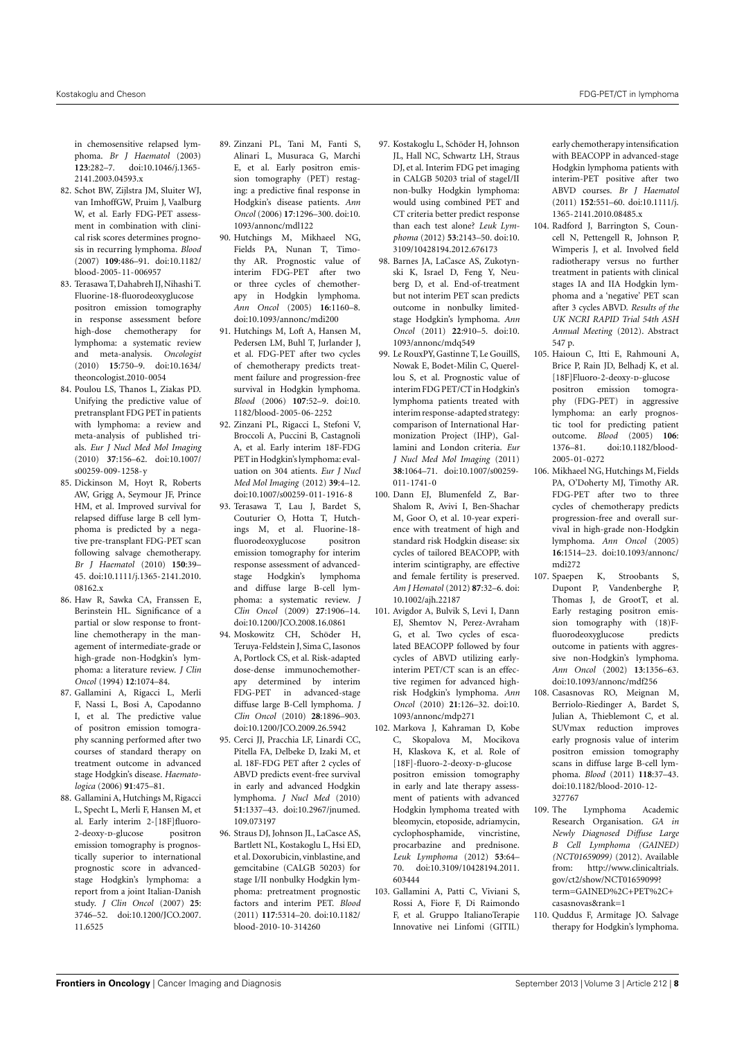in chemosensitive relapsed lymphoma. *Br J Haematol* (2003) **123**:282–7. doi:10.1046/j.1365-2141.2003.04593.x

82. Schot BW, Zijlstra JM, Sluiter WJ, van ImhoffGW, Pruim J, Vaalburg W, et al. Early FDG-PET assessment in combination with clinical risk scores determines prognosis in recurring lymphoma. *Blood* (2007) **109**:486–91. doi:10.1182/blood-2005-11-006957
83. Terasawa T, Dahabreh IJ, Nihashi T. Fluorine-18-fluorodeoxyglucose positron emission tomography in response assessment before high-dose chemotherapy for lymphoma: a systematic review and meta-analysis. *Oncologist* (2010) **15**:750–9. doi:10.1634/theoncologist.2010-0054
84. Poulou LS, Thanos L, Ziakas PD. Unifying the predictive value of pretransplant FDG PET in patients with lymphoma: a review and meta-analysis of published trials. *Eur J Nucl Med Mol Imaging* (2010) **37**:156–62. doi:10.1007/s00259-009-1258-y
85. Dickinson M, Hoyt R, Roberts AW, Grigg A, Seymour JF, Prince HM, et al. Improved survival for relapsed diffuse large B cell lymphoma is predicted by a negative pre-transplant FDG-PET scan following salvage chemotherapy. *Br J Haematol* (2010) **150**:39–45. doi:10.1111/j.1365-2141.2010.08162.x
86. Haw R, Sawka CA, Franssen E, Berinstein HL. Significance of a partial or slow response to frontline chemotherapy in the management of intermediate-grade or high-grade non-Hodgkin's lymphoma: a literature review. *J Clin Oncol* (1994) **12**:1074–84.
87. Gallamini A, Rigacci L, Merli F, Nassi L, Bosi A, Capodanno I, et al. The predictive value of positron emission tomography scanning performed after two courses of standard therapy on treatment outcome in advanced stage Hodgkin's disease. *Haematologica* (2006) **91**:475–81.
88. Gallamini A, Hutchings M, Rigacci L, Specht L, Merli F, Hansen M, et al. Early interim 2-[18F]fluoro-2-deoxy-D-glucose positron emission tomography is prognostically superior to international prognostic score in advanced-stage Hodgkin's lymphoma: a report from a joint Italian-Danish study. *J Clin Oncol* (2007) **25**:3746–52. doi:10.1200/JCO.2007.11.6525
89. Zinzani PL, Tani M, Fanti S, Alinari L, Musuraca G, Marchi E, et al. Early positron emission tomography (PET) restaging: a predictive final response in Hodgkin's disease patients. *Ann Oncol* (2006) **17**:1296–300. doi:10.1093/annonc/mdl122
90. Hutchings M, Mikhaeel NG, Fields PA, Nunan T, Timothy AR. Prognostic value of interim FDG-PET after two or three cycles of chemotherapy in Hodgkin lymphoma. *Ann Oncol* (2005) **16**:1160–8. doi:10.1093/annonc/mdi200
91. Hutchings M, Loft A, Hansen M, Pedersen LM, Buhl T, Jurlander J, et al. FDG-PET after two cycles of chemotherapy predicts treatment failure and progression-free survival in Hodgkin lymphoma. *Blood* (2006) **107**:52–9. doi:10.1182/blood-2005-06-2252
92. Zinzani PL, Rigacci L, Stefoni V, Broccoli A, Puccini B, Castagnoli A, et al. Early interim 18F-FDG PET in Hodgkin's lymphoma: evaluation on 304 atients. *Eur J Nucl Med Mol Imaging* (2012) **39**:4–12. doi:10.1007/s00259-011-1916-8
93. Terasawa T, Lau J, Bardet S, Couturier O, Hotta T, Hutchings M, et al. Fluorine-18-fluorodeoxyglucose positron emission tomography for interim response assessment of advanced-stage Hodgkin's lymphoma and diffuse large B-cell lymphoma: a systematic review. *J Clin Oncol* (2009) **27**:1906–14. doi:10.1200/JCO.2008.16.0861
94. Moskowitz CH, Schöder H, Teruya-Feldstein J, Sima C, Iasonos A, Portlock CS, et al. Risk-adapted dose-dense immunochemotherapy determined by interim FDG-PET in advanced-stage diffuse large B-Cell lymphoma. *J Clin Oncol* (2010) **28**:1896–903. doi:10.1200/JCO.2009.26.5942
95. Cerci JJ, Pracchia LF, Linardi CC, Pitella FA, Delbeke D, Izaki M, et al. 18F-FDG PET after 2 cycles of ABVD predicts event-free survival in early and advanced Hodgkin lymphoma. *J Nucl Med* (2010) **51**:1337–43. doi:10.2967/jnumed.109.073197
96. Straus DJ, Johnson JL, LaCasce AS, Bartlett NL, Kostakoglu L, Hsi ED, et al. Doxorubicin, vinblastine, and gemcitabine (CALGB 50203) for stage I/II nonbulky Hodgkin lymphoma: pretreatment prognostic factors and interim PET. *Blood* (2011) **117**:5314–20. doi:10.1182/blood-2010-10-314260
97. Kostakoglu L, Schöder H, Johnson JL, Hall NC, Schwartz LH, Straus DJ, et al. Interim FDG pet imaging in CALGB 50203 trial of stageI/II non-bulky Hodgkin lymphoma: would using combined PET and CT criteria better predict response than each test alone? *Leuk Lymphoma* (2012) **53**:2143–50. doi:10.3109/10428194.2012.676173
98. Barnes JA, LaCasce AS, Zukotynski K, Israel D, Feng Y, Neuberg D, et al. End-of-treatment but not interim PET scan predicts outcome in nonbulky limited-stage Hodgkin's lymphoma. *Ann Oncol* (2011) **22**:910–5. doi:10.1093/annonc/mdq549
99. Le RouxPY, Gastinne T, Le GouillS, Nowak E, Bodet-Milin C, Querellou S, et al. Prognostic value of interim FDG PET/CT in Hodgkin's lymphoma patients treated with interim response-adapted strategy: comparison of International Harmonization Project (IHP), Gallamini and London criteria. *Eur J Nucl Med Mol Imaging* (2011) **38**:1064–71. doi:10.1007/s00259-011-1741-0
100. Dann EJ, Blumenfeld Z, Bar-Shalom R, Avivi I, Ben-Shachar M, Goor O, et al. 10-year experience with treatment of high and standard risk Hodgkin disease: six cycles of tailored BEACOPP, with interim scintigraphy, are effective and female fertility is preserved. *Am J Hematol* (2012) **87**:32–6. doi:10.1002/ajh.22187
101. Avigdor A, Bulvik S, Levi I, Dann EJ, Shemtov N, Perez-Avraham G, et al. Two cycles of escalated BEACOPP followed by four cycles of ABVD utilizing early-interim PET/CT scan is an effective regimen for advanced high-risk Hodgkin's lymphoma. *Ann Oncol* (2010) **21**:126–32. doi:10.1093/annonc/mdp271
102. Markova J, Kahraman D, Kobe C, Skopalova M, Mocikova H, Klaskova K, et al. Role of [18F]-fluoro-2-deoxy-D-glucose positron emission tomography in early and late therapy assessment of patients with advanced Hodgkin lymphoma treated with bleomycin, etoposide, adriamycin, cyclophosphamide, vincristine, procarbazine and prednisone. *Leuk Lymphoma* (2012) **53**:64–70. doi:10.3109/10428194.2011.603444
103. Gallamini A, Patti C, Viviani S, Rossi A, Fiore F, Di Raimondo F, et al. Gruppo ItalianoTerapie Innovative nei Linfomi (GITIL) early chemotherapy intensification with BEACOPP in advanced-stage Hodgkin lymphoma patients with interim-PET positive after two ABVD courses. *Br J Haematol* (2011) **152**:551–60. doi:10.1111/j.1365-2141.2010.08485.x
104. Radford J, Barrington S, Councell N, Pettengell R, Johnson P, Wimperis J, et al. Involved field radiotherapy versus no further treatment in patients with clinical stages IA and IIA Hodgkin lymphoma and a 'negative' PET scan after 3 cycles ABVD. *Results of the UK NCRI RAPID Trial 54th ASH Annual Meeting* (2012). Abstract 547 p.
105. Haioun C, Itti E, Rahmouni A, Brice P, Rain JD, Belhadj K, et al. [18F]Fluoro-2-deoxy-D-glucose positron emission tomography (FDG-PET) in aggressive lymphoma: an early prognostic tool for predicting patient outcome. *Blood* (2005) **106**:1376–81. doi:10.1182/blood-2005-01-0272
106. Mikhaeel NG, Hutchings M, Fields PA, O'Doherty MJ, Timothy AR. FDG-PET after two to three cycles of chemotherapy predicts progression-free and overall survival in high-grade non-Hodgkin lymphoma. *Ann Oncol* (2005) **16**:1514–23. doi:10.1093/annonc/mdi272
107. Spaepen K, Stroobants S, Dupont P, Vandenberghe P, Thomas J, de GrootT, et al. Early restaging positron emission tomography with (18)F-fluorodeoxyglucose predicts outcome in patients with aggressive non-Hodgkin's lymphoma. *Ann Oncol* (2002) **13**:1356–63. doi:10.1093/annonc/mdf256
108. Casasnovas RO, Meignan M, Berriolo-Riedinger A, Bardet S, Julian A, Thieblemont C, et al. SUVmax reduction improves early prognosis value of interim positron emission tomography scans in diffuse large B-cell lymphoma. *Blood* (2011) **118**:37–43. doi:10.1182/blood-2010-12-327767
109. The Lymphoma Academic Research Organisation. *GA in Newly Diagnosed Diffuse Large B Cell Lymphoma (GAINED) (NCT01659099)* (2012). Available from: http://www.clinicaltrials.gov/ct2/show/NCT01659099?term=GAINED%2C+PET%2C+casasnovas&rank=1
110. Quddus F, Armitage JO. Salvage therapy for Hodgkin's lymphoma.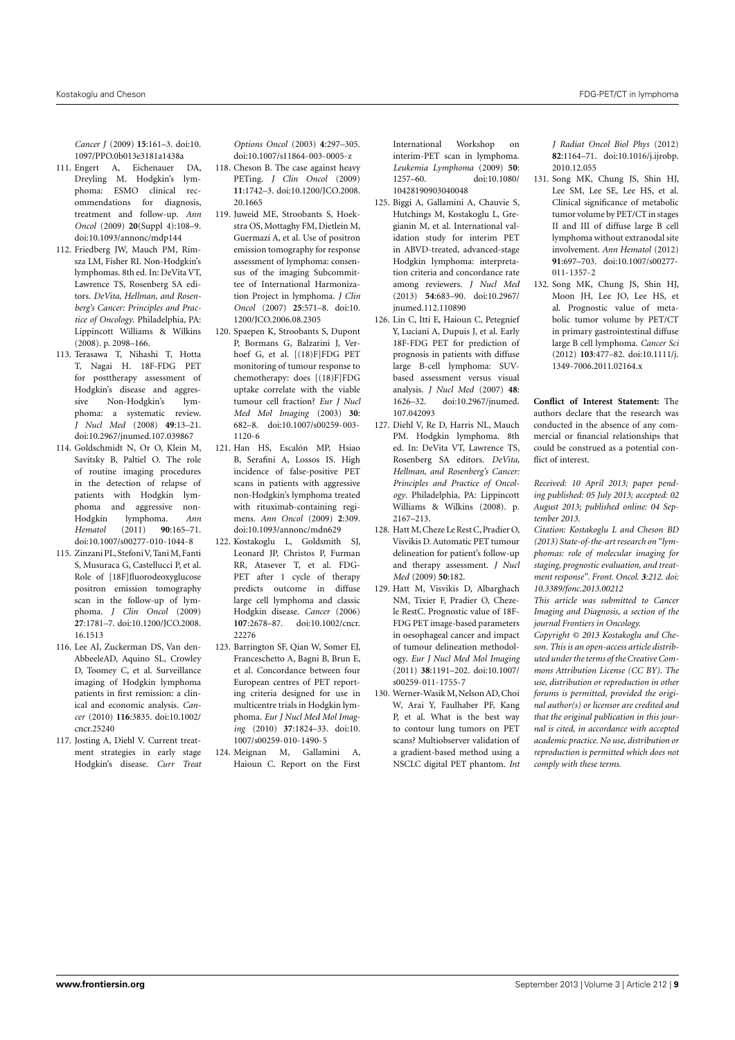*Cancer J* (2009) **15**:161–3. doi:10.1097/PPO.0b013e3181a1438a

111. Engert A, Eichenauer DA, Dreyling M. Hodgkin's lymphoma: ESMO clinical recommendations for diagnosis, treatment and follow-up. *Ann Oncol* (2009) **20**(Suppl 4):108–9. doi:10.1093/annonc/mdp144
112. Friedberg JW, Mauch PM, Rimsza LM, Fisher RI. Non-Hodgkin's lymphomas. 8th ed. In: DeVita VT, Lawrence TS, Rosenberg SA editors. *DeVita, Hellman, and Rosenberg's Cancer: Principles and Practice of Oncology*. Philadelphia, PA: Lippincott Williams & Wilkins (2008). p. 2098–166.
113. Terasawa T, Nihashi T, Hotta T, Nagai H. 18F-FDG PET for posttherapy assessment of Hodgkin's disease and aggressive Non-Hodgkin's lymphoma: a systematic review. *J Nucl Med* (2008) **49**:13–21. doi:10.2967/jnumed.107.039867
114. Goldschmidt N, Or O, Klein M, Savitsky B, Paltiel O. The role of routine imaging procedures in the detection of relapse of patients with Hodgkin lymphoma and aggressive non-Hodgkin lymphoma. *Ann Hematol* (2011) **90**:165–71. doi:10.1007/s00277-010-1044-8
115. Zinzani PL, Stefoni V, Tani M, Fanti S, Musuraca G, Castellucci P, et al. Role of [18F]fluorodeoxyglucose positron emission tomography scan in the follow-up of lymphoma. *J Clin Oncol* (2009) **27**:1781–7. doi:10.1200/JCO.2008.16.1513
116. Lee AI, Zuckerman DS, Van den-AbbeeleAD, Aquino SL, Crowley D, Toomey C, et al. Surveillance imaging of Hodgkin lymphoma patients in first remission: a clinical and economic analysis. *Cancer* (2010) **116**:3835. doi:10.1002/cncr.25240
117. Josting A, Diehl V. Current treatment strategies in early stage Hodgkin's disease. *Curr Treat Options Oncol* (2003) **4**:297–305. doi:10.1007/s11864-003-0005-z
118. Cheson B. The case against heavy PETing. *J Clin Oncol* (2009) **11**:1742–3. doi:10.1200/JCO.2008.20.1665
119. Juweid ME, Stroobants S, Hoekstra OS, Mottaghy FM, Dietlein M, Guermazi A, et al. Use of positron emission tomography for response assessment of lymphoma: consensus of the imaging Subcommittee of International Harmonization Project in lymphoma. *J Clin Oncol* (2007) **25**:571–8. doi:10.1200/JCO.2006.08.2305
120. Spaepen K, Stroobants S, Dupont P, Bormans G, Balzarini J, Verhoef G, et al. [(18)F]FDG PET monitoring of tumour response to chemotherapy: does [(18)F]FDG uptake correlate with the viable tumour cell fraction? *Eur J Nucl Med Mol Imaging* (2003) **30**:682–8. doi:10.1007/s00259-003-1120-6
121. Han HS, Escalón MP, Hsiao B, Serafini A, Lossos IS. High incidence of false-positive PET scans in patients with aggressive non-Hodgkin's lymphoma treated with rituximab-containing regimens. *Ann Oncol* (2009) **2**:309. doi:10.1093/annonc/mdn629
122. Kostakoglu L, Goldsmith SJ, Leonard JP, Christos P, Furman RR, Atasever T, et al. FDG-PET after 1 cycle of therapy predicts outcome in diffuse large cell lymphoma and classic Hodgkin disease. *Cancer* (2006) **107**:2678–87. doi:10.1002/cncr.22276
123. Barrington SF, Qian W, Somer EJ, Franceschetto A, Bagni B, Brun E, et al. Concordance between four European centres of PET reporting criteria designed for use in multicentre trials in Hodgkin lymphoma. *Eur J Nucl Med Mol Imaging* (2010) **37**:1824–33. doi:10.1007/s00259-010-1490-5
124. Meignan M, Gallamini A, Haioun C. Report on the First International Workshop on interim-PET scan in lymphoma. *Leukemia Lymphoma* (2009) **50**:1257–60. doi:10.1080/10428190903040048
125. Biggi A, Gallamini A, Chauvie S, Hutchings M, Kostakoglu L, Gregianin M, et al. International validation study for interim PET in ABVD-treated, advanced-stage Hodgkin lymphoma: interpretation criteria and concordance rate among reviewers. *J Nucl Med* (2013) **54**:683–90. doi:10.2967/jnumed.112.110890
126. Lin C, Itti E, Haioun C, Petegnief Y, Luciani A, Dupuis J, et al. Early 18F-FDG PET for prediction of prognosis in patients with diffuse large B-cell lymphoma: SUV-based assessment versus visual analysis. *J Nucl Med* (2007) **48**:1626–32. doi:10.2967/jnumed.107.042093
127. Diehl V, Re D, Harris NL, Mauch PM. Hodgkin lymphoma. 8th ed. In: DeVita VT, Lawrence TS, Rosenberg SA editors. *DeVita, Hellman, and Rosenberg's Cancer: Principles and Practice of Oncology*. Philadelphia, PA: Lippincott Williams & Wilkins (2008). p. 2167–213.
128. Hatt M, Cheze Le Rest C, Pradier O, Visvikis D. Automatic PET tumour delineation for patient's follow-up and therapy assessment. *J Nucl Med* (2009) **50**:182.
129. Hatt M, Visvikis D, Albarghach NM, Tixier F, Pradier O, Cheze-le RestC. Prognostic value of 18F-FDG PET image-based parameters in oesophageal cancer and impact of tumour delineation methodology. *Eur J Nucl Med Mol Imaging* (2011) **38**:1191–202. doi:10.1007/s00259-011-1755-7
130. Werner-Wasik M, Nelson AD, Choi W, Arai Y, Faulhaber PF, Kang P, et al. What is the best way to contour lung tumors on PET scans? Multiobserver validation of a gradient-based method using a NSCLC digital PET phantom. *Int J Radiat Oncol Biol Phys* (2012) **82**:1164–71. doi:10.1016/j.ijrobp.2010.12.055
131. Song MK, Chung JS, Shin HJ, Lee SM, Lee SE, Lee HS, et al. Clinical significance of metabolic tumor volume by PET/CT in stages II and III of diffuse large B cell lymphoma without extranodal site involvement. *Ann Hematol* (2012) **91**:697–703. doi:10.1007/s00277-011-1357-2
132. Song MK, Chung JS, Shin HJ, Moon JH, Lee JO, Lee HS, et al. Prognostic value of metabolic tumor volume by PET/CT in primary gastrointestinal diffuse large B cell lymphoma. *Cancer Sci* (2012) **103**:477–82. doi:10.1111/j.1349-7006.2011.02164.x

**Conflict of Interest Statement:** The authors declare that the research was conducted in the absence of any commercial or financial relationships that could be construed as a potential conflict of interest.

*Received: 10 April 2013; paper pending published: 05 July 2013; accepted: 02 August 2013; published online: 04 September 2013.*

*Citation: Kostakoglu L and Cheson BD (2013) State-of-the-art research on "lymphomas: role of molecular imaging for staging, prognostic evaluation, and treatment response". Front. Oncol. 3:212. doi: 10.3389/fonc.2013.00212*

*This article was submitted to Cancer Imaging and Diagnosis, a section of the journal Frontiers in Oncology.*

*Copyright © 2013 Kostakoglu and Cheson. This is an open-access article distributed under the terms of the Creative Commons Attribution License (CC BY). The use, distribution or reproduction in other forums is permitted, provided the original author(s) or licensor are credited and that the original publication in this journal is cited, in accordance with accepted academic practice. No use, distribution or reproduction is permitted which does not comply with these terms.*